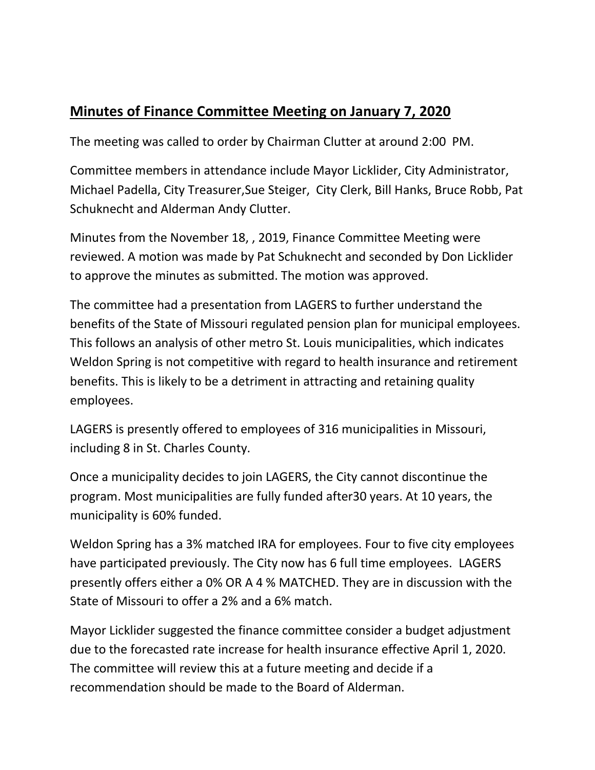## Minutes of Finance Committee Meeting on January 7, 2020

The meeting was called to order by Chairman Clutter at around 2:00 PM.

Committee members in attendance include Mayor Licklider, City Administrator, Michael Padella, City Treasurer,Sue Steiger, City Clerk, Bill Hanks, Bruce Robb, Pat Schuknecht and Alderman Andy Clutter.

Minutes from the November 18, , 2019, Finance Committee Meeting were reviewed. A motion was made by Pat Schuknecht and seconded by Don Licklider to approve the minutes as submitted. The motion was approved.

The committee had a presentation from LAGERS to further understand the benefits of the State of Missouri regulated pension plan for municipal employees. This follows an analysis of other metro St. Louis municipalities, which indicates Weldon Spring is not competitive with regard to health insurance and retirement benefits. This is likely to be a detriment in attracting and retaining quality employees.

LAGERS is presently offered to employees of 316 municipalities in Missouri, including 8 in St. Charles County.

Once a municipality decides to join LAGERS, the City cannot discontinue the program. Most municipalities are fully funded after30 years. At 10 years, the municipality is 60% funded.

Weldon Spring has a 3% matched IRA for employees. Four to five city employees have participated previously. The City now has 6 full time employees. LAGERS presently offers either a 0% OR A 4 % MATCHED. They are in discussion with the State of Missouri to offer a 2% and a 6% match.

Mayor Licklider suggested the finance committee consider a budget adjustment due to the forecasted rate increase for health insurance effective April 1, 2020. The committee will review this at a future meeting and decide if a recommendation should be made to the Board of Alderman.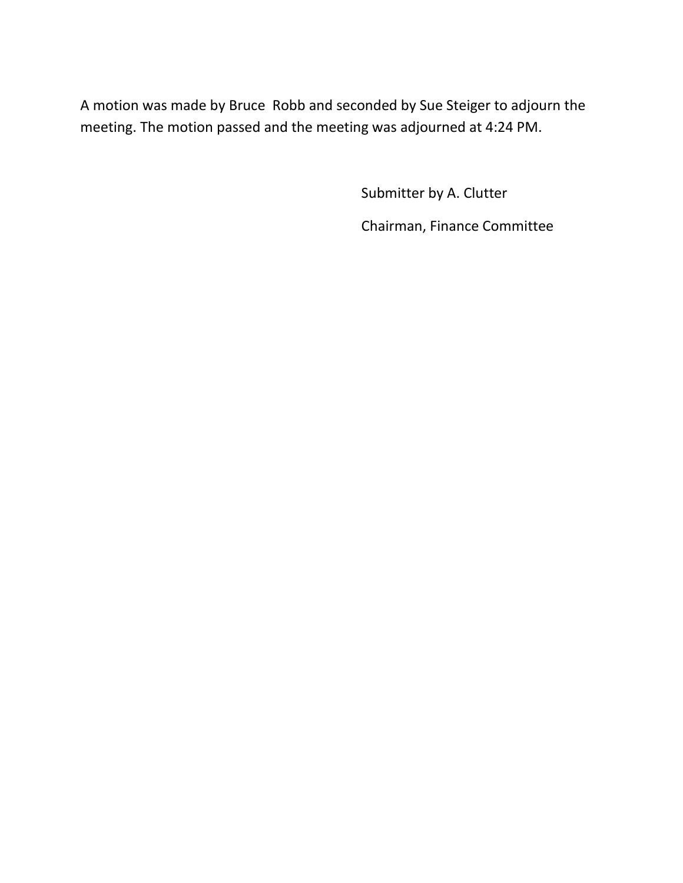A motion was made by Bruce  Robb and seconded by Sue Steiger to adjourn the meeting. The motion passed and the meeting was adjourned at 4:24 PM.

Submitter by A. Clutter

Chairman, Finance Committee